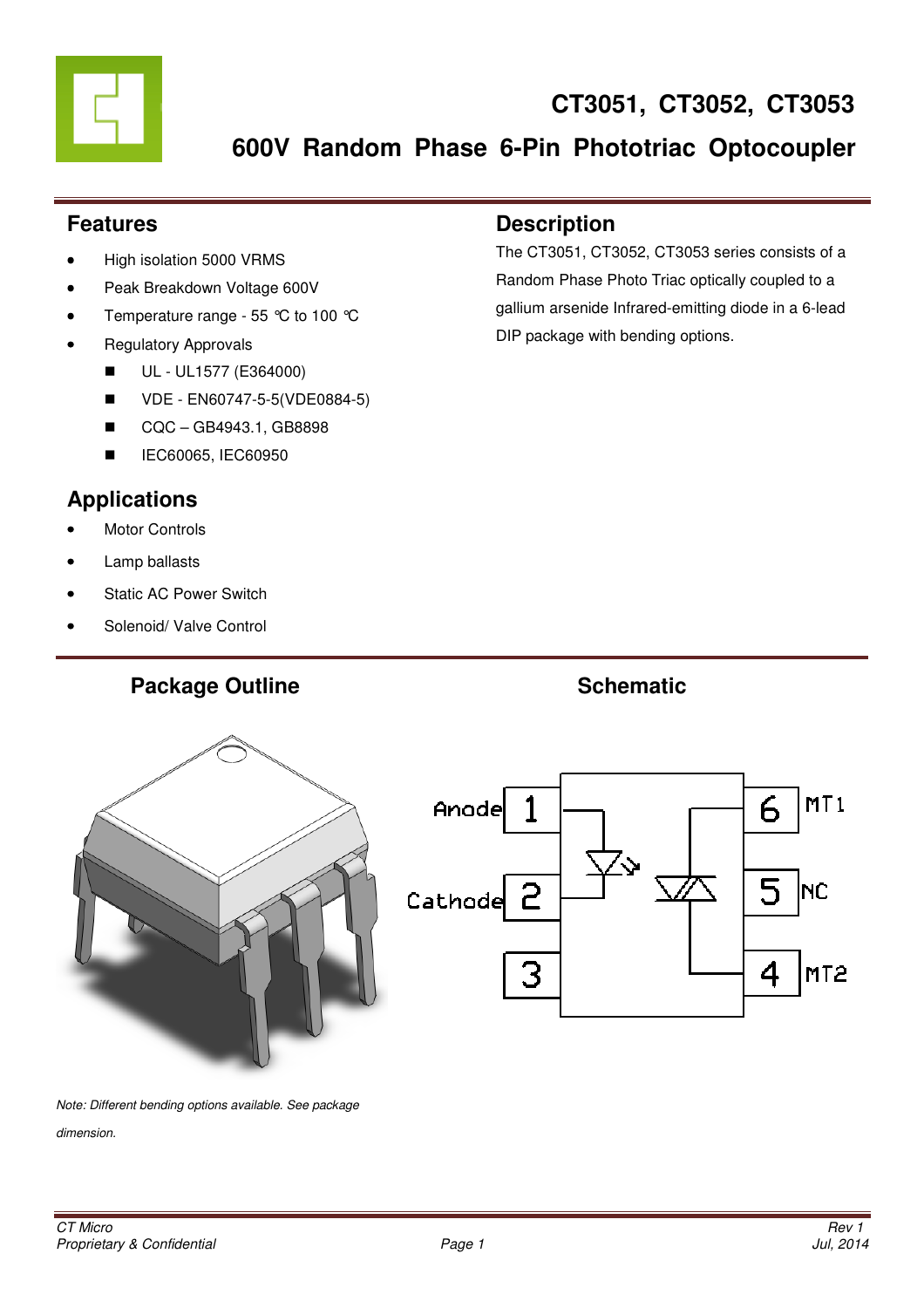# CT3051, CT3052, CT3053

## 600V Random Phase 6-Pin Phototriac Optocoupler

## Features

- High isolation 5000 VRMS
- Peak Breakdown Voltage 600V
- Temperature range - 55 ℃ to 100 ℃
- Regulatory Approvals
  - UL - UL1577 (E364000)
  - VDE - EN60747-5-5(VDE0884-5)
  - CQC – GB4943.1, GB8898
  - IEC60065, IEC60950

## Description

The CT3051, CT3052, CT3053 series consists of a Random Phase Photo Triac optically coupled to a gallium arsenide Infrared-emitting diode in a 6-lead DIP package with bending options.

## Applications

- Motor Controls
- Lamp ballasts
- Static AC Power Switch
- Solenoid/ Valve Control

## Package Outline

*Note: Different bending options available. See package dimension.*

## Schematic

| Pin | Function |
|---|---|
| 1 | Anode |
| 2 | Cathode |
| 3 | |
| 4 | MT2 |
| 5 | NC |
| 6 | MT1 |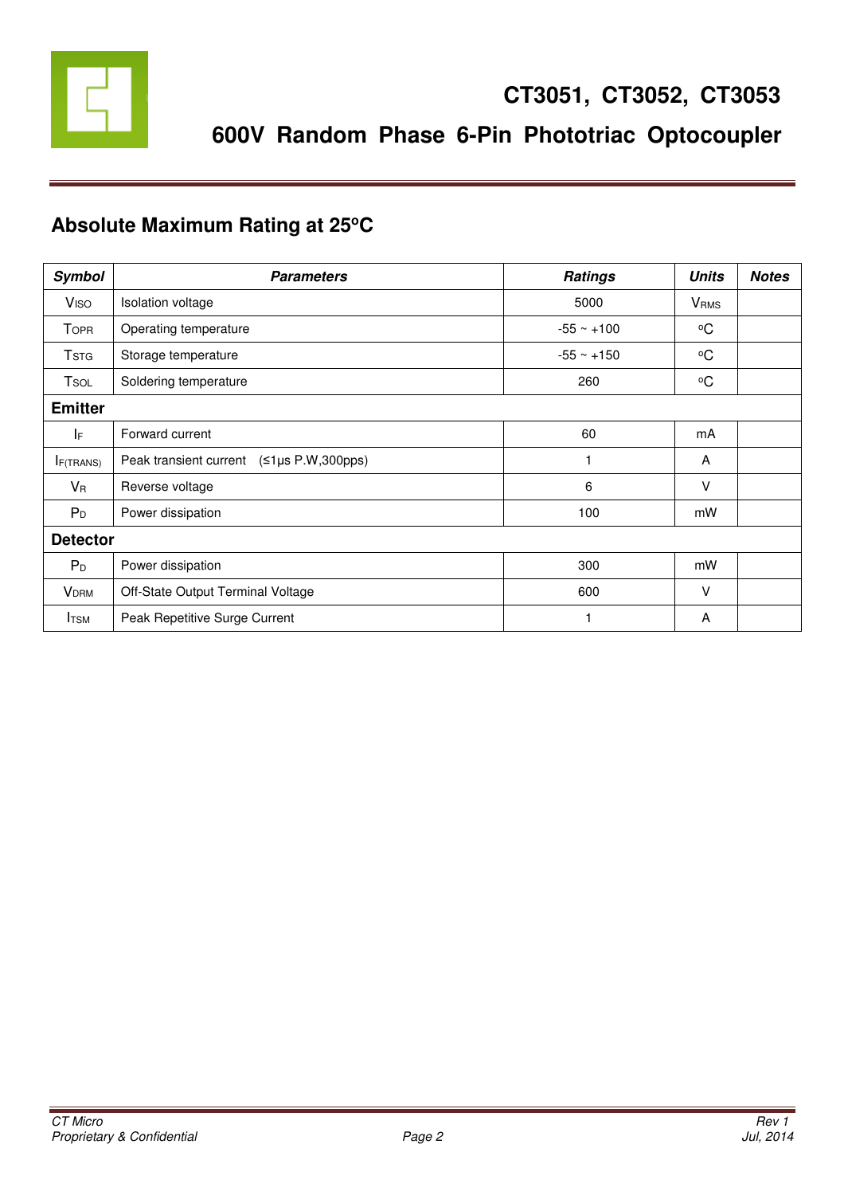## Absolute Maximum Rating at 25°C

| *Symbol* | *Parameters* | *Ratings* | *Units* | *Notes* |
|---|---|---|---|---|
| $V_{ISO}$ | Isolation voltage | 5000 | $V_{RMS}$ | |
| $T_{OPR}$ | Operating temperature | -55 ~ +100 | °C | |
| $T_{STG}$ | Storage temperature | -55 ~ +150 | °C | |
| $T_{SOL}$ | Soldering temperature | 260 | °C | |
| **Emitter** | | | | |
| $I_F$ | Forward current | 60 | mA | |
| $I_{F(TRANS)}$ | Peak transient current (≤1μs P.W,300pps) | 1 | A | |
| $V_R$ | Reverse voltage | 6 | V | |
| $P_D$ | Power dissipation | 100 | mW | |
| **Detector** | | | | |
| $P_D$ | Power dissipation | 300 | mW | |
| $V_{DRM}$ | Off-State Output Terminal Voltage | 600 | V | |
| $I_{TSM}$ | Peak Repetitive Surge Current | 1 | A | |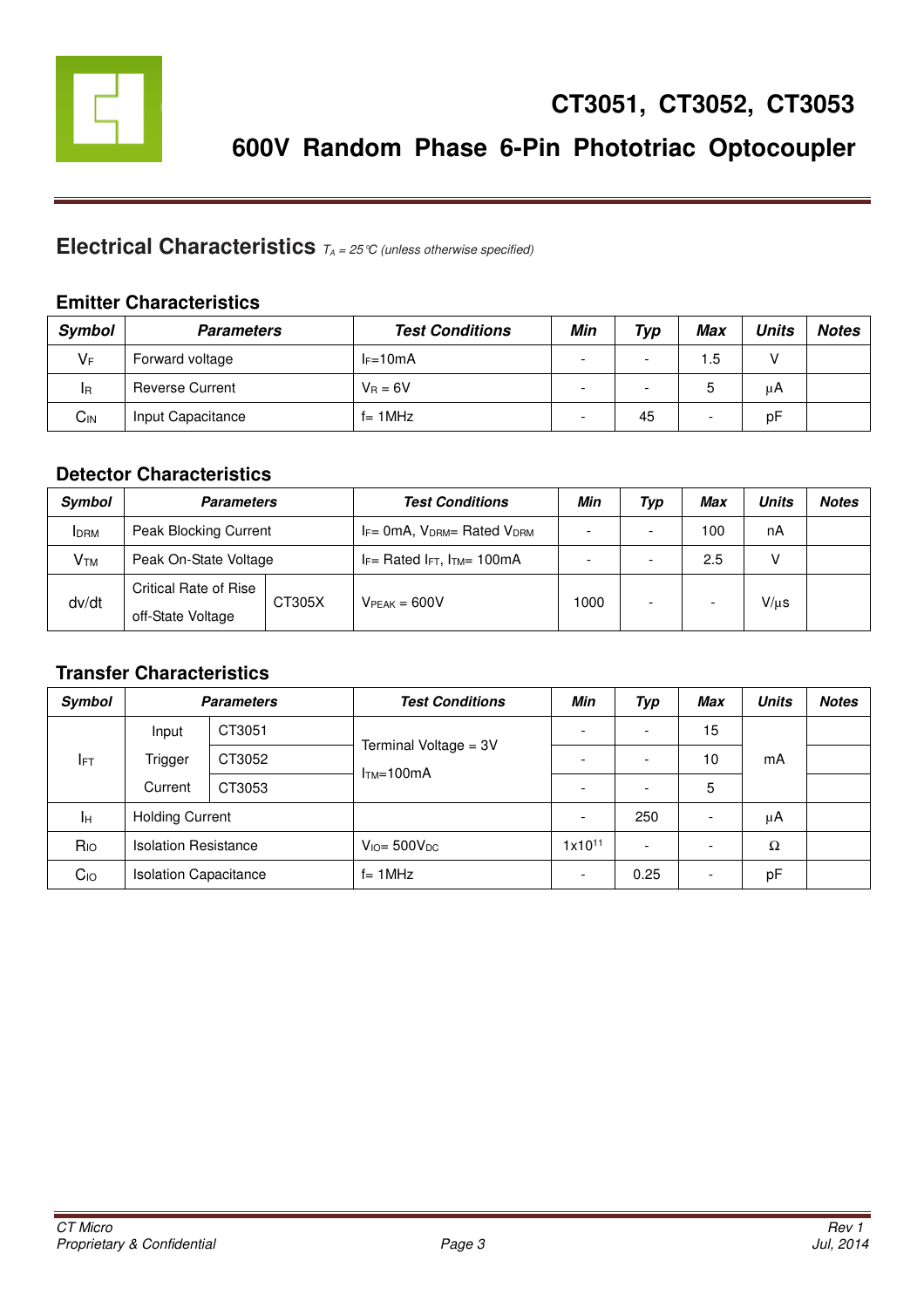## Electrical Characteristics *$T_A$ = 25°C (unless otherwise specified)*

### Emitter Characteristics

| Symbol | Parameters | Test Conditions | Min | Typ | Max | Units | Notes |
|---|---|---|---|---|---|---|---|
| $V_F$ | Forward voltage | $I_F$=10mA | - | - | 1.5 | V | |
| $I_R$ | Reverse Current | $V_R$ = 6V | - | - | 5 | μA | |
| $C_{IN}$ | Input Capacitance | f= 1MHz | - | 45 | - | pF | |

### Detector Characteristics

| Symbol | Parameters | | Test Conditions | Min | Typ | Max | Units | Notes |
|---|---|---|---|---|---|---|---|---|
| $I_{DRM}$ | Peak Blocking Current | | $I_F$= 0mA, $V_{DRM}$= Rated $V_{DRM}$ | - | - | 100 | nA | |
| $V_{TM}$ | Peak On-State Voltage | | $I_F$= Rated $I_{FT}$, $I_{TM}$= 100mA | - | - | 2.5 | V | |
| dv/dt | Critical Rate of Rise off-State Voltage | CT305X | $V_{PEAK}$ = 600V | 1000 | - | - | V/μs | |

### Transfer Characteristics

| Symbol | Parameters | | Test Conditions | Min | Typ | Max | Units | Notes |
|---|---|---|---|---|---|---|---|---|
| $I_{FT}$ | Input Trigger Current | CT3051 | Terminal Voltage = 3V $I_{TM}$=100mA | - | - | 15 | mA | |
| | | CT3052 | | - | - | 10 | | |
| | | CT3053 | | - | - | 5 | | |
| $I_H$ | Holding Current | | | - | 250 | - | μA | |
| $R_{IO}$ | Isolation Resistance | | $V_{IO}$= 500$V_{DC}$ | $1 \times 10^{11}$ | - | - | Ω | |
| $C_{IO}$ | Isolation Capacitance | | f= 1MHz | - | 0.25 | - | pF | |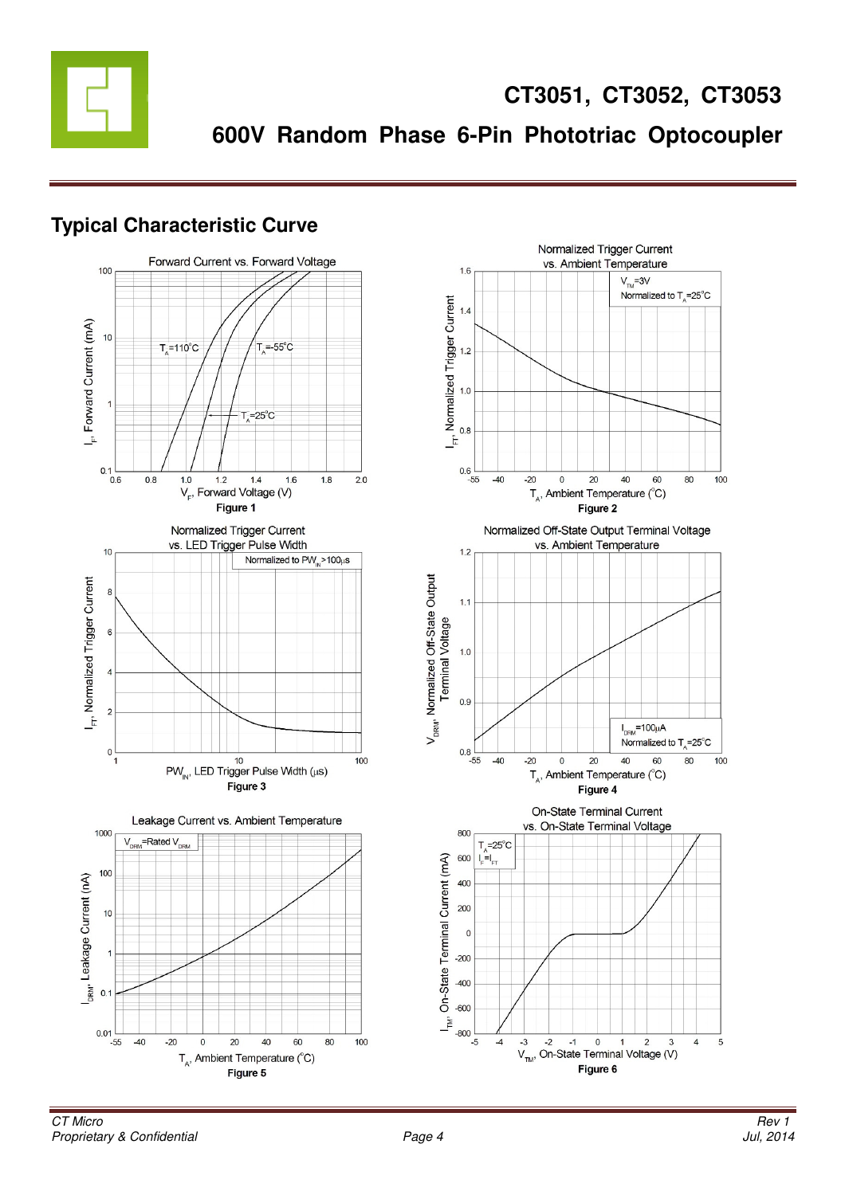## Typical Characteristic Curve

Figure 1

Figure 2

Figure 3

Figure 4

Figure 5

Figure 6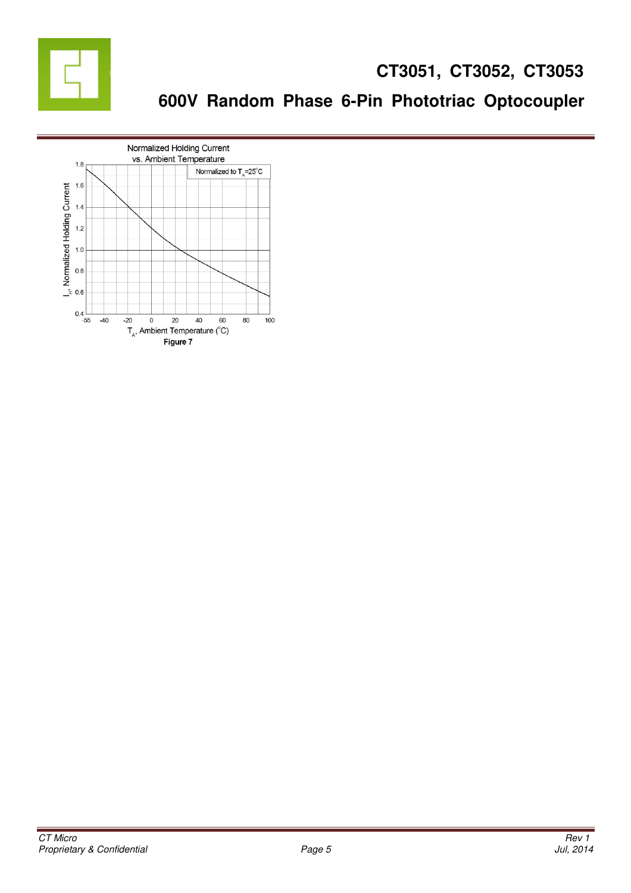Normalized Holding Current vs. Ambient Temperature

Normalized to $T_A$=25°C

$I_H$, Normalized Holding Current

1.8
1.6
1.4
1.2
1.0
0.8
0.6
0.4

-55 -40 -20 0 20 40 60 80 100

$T_A$, Ambient Temperature (°C)

**Figure 7**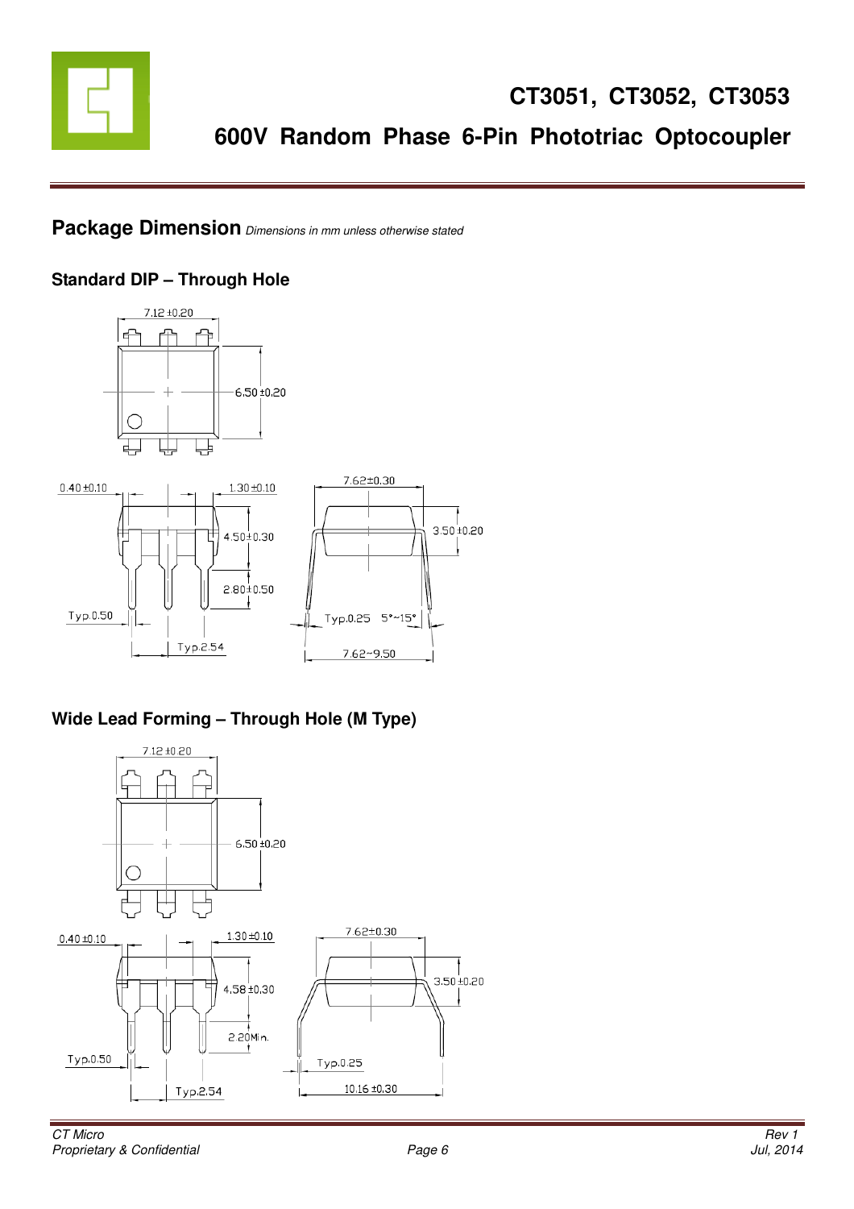## Package Dimension *Dimensions in mm unless otherwise stated*

### Standard DIP – Through Hole

7.12 ±0.20

6.50 ±0.20

0.40 ±0.10

1.30 ±0.10

4.50 ±0.30

2.80 ±0.50

Typ.0.50

Typ.2.54

7.62±0.30

3.50 ±0.20

Typ.0.25

5°~15°

7.62~9.50

### Wide Lead Forming – Through Hole (M Type)

7.12 ±0.20

6.50 ±0.20

0.40 ±0.10

1.30 ±0.10

4.58 ±0.30

2.20Min.

Typ.0.50

Typ.2.54

7.62±0.30

3.50 ±0.20

Typ.0.25

10.16 ±0.30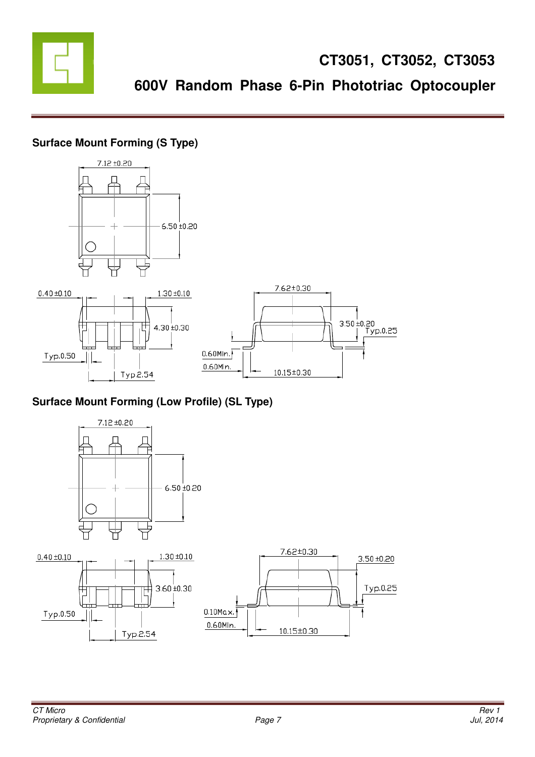### Surface Mount Forming (S Type)

7.12 ±0.20

6.50 ±0.20

0.40 ±0.10

1.30 ±0.10

4.30 ±0.30

Typ.0.50

Typ.2.54

7.62±0.30

3.50 ±0.20

Typ.0.25

0.60Min.

0.60Min.

10.15±0.30

### Surface Mount Forming (Low Profile) (SL Type)

7.12 ±0.20

6.50 ±0.20

0.40 ±0.10

1.30 ±0.10

3.60 ±0.30

Typ.0.50

Typ.2.54

7.62±0.30

3.50 ±0.20

Typ.0.25

0.10Max.

0.60Min.

10.15±0.30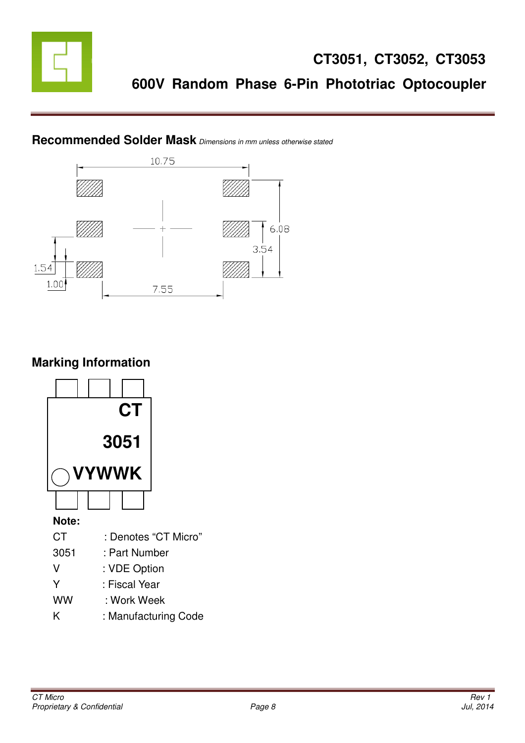## Recommended Solder Mask *Dimensions in mm unless otherwise stated*

10.75

6.08

3.54

1.54

1.00

7.55

## Marking Information

CT

3051

VYWWK

**Note:**

| | |
|---|---|
| CT | : Denotes "CT Micro" |
| 3051 | : Part Number |
| V | : VDE Option |
| Y | : Fiscal Year |
| WW | : Work Week |
| K | : Manufacturing Code |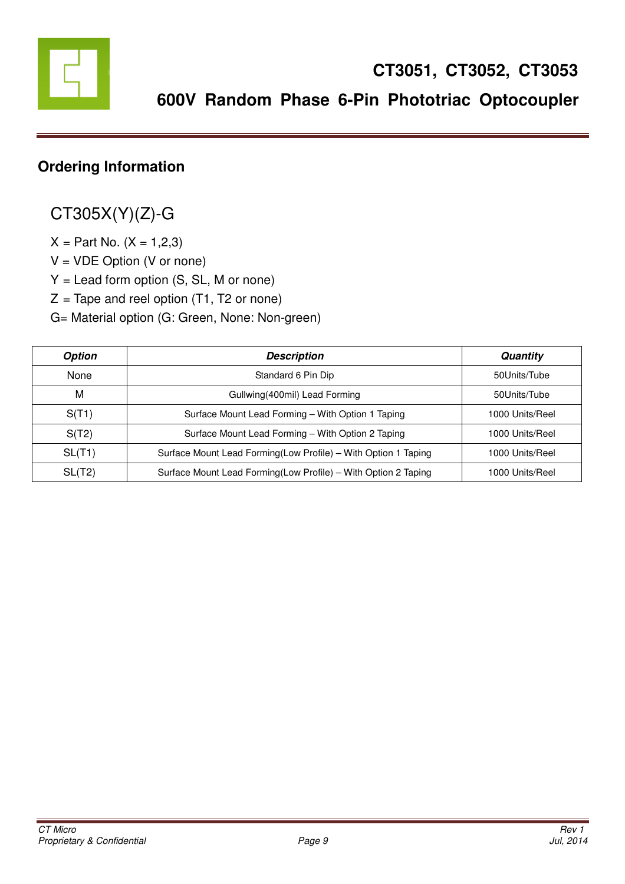# CT3051, CT3052, CT3053

## 600V Random Phase 6-Pin Phototriac Optocoupler

## Ordering Information

CT305X(Y)(Z)-G

X = Part No. (X = 1,2,3)

V = VDE Option (V or none)

Y = Lead form option (S, SL, M or none)

Z = Tape and reel option (T1, T2 or none)

G= Material option (G: Green, None: Non-green)

| *Option* | *Description* | *Quantity* |
|---|---|---|
| None | Standard 6 Pin Dip | 50Units/Tube |
| M | Gullwing(400mil) Lead Forming | 50Units/Tube |
| S(T1) | Surface Mount Lead Forming – With Option 1 Taping | 1000 Units/Reel |
| S(T2) | Surface Mount Lead Forming – With Option 2 Taping | 1000 Units/Reel |
| SL(T1) | Surface Mount Lead Forming(Low Profile) – With Option 1 Taping | 1000 Units/Reel |
| SL(T2) | Surface Mount Lead Forming(Low Profile) – With Option 2 Taping | 1000 Units/Reel |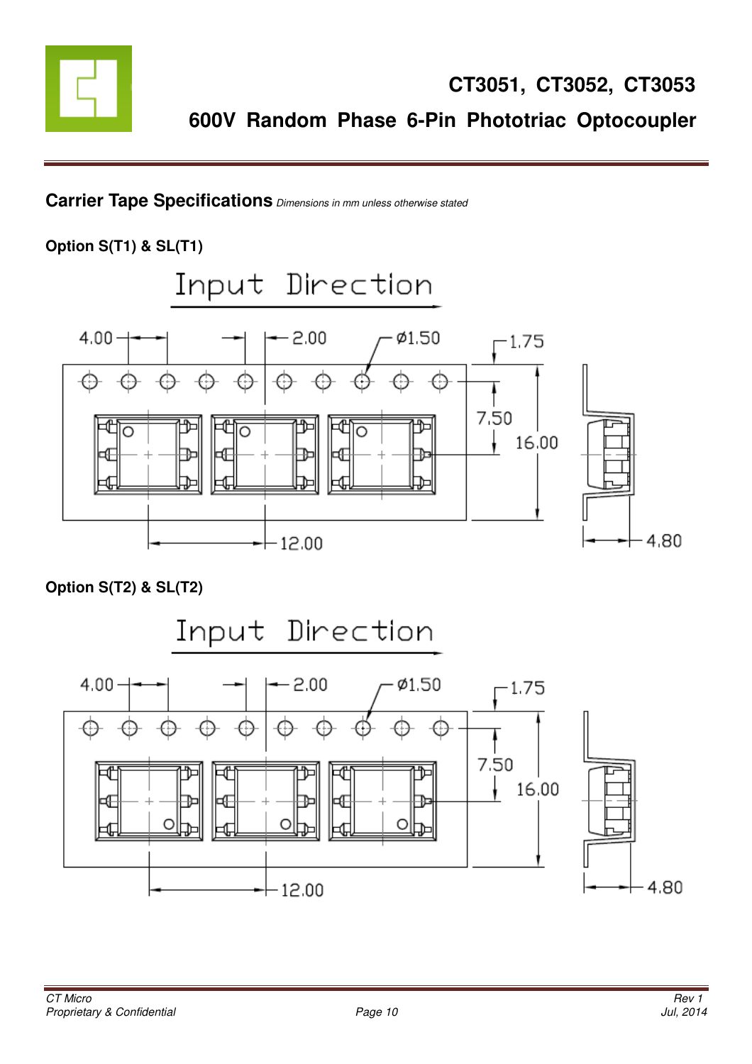## Carrier Tape Specifications *Dimensions in mm unless otherwise stated*

**Option S(T1) & SL(T1)**

Input Direction

4.00 2.00 ø1.50 1.75 7.50 16.00 12.00 4.80

**Option S(T2) & SL(T2)**

Input Direction

4.00 2.00 ø1.50 1.75 7.50 16.00 12.00 4.80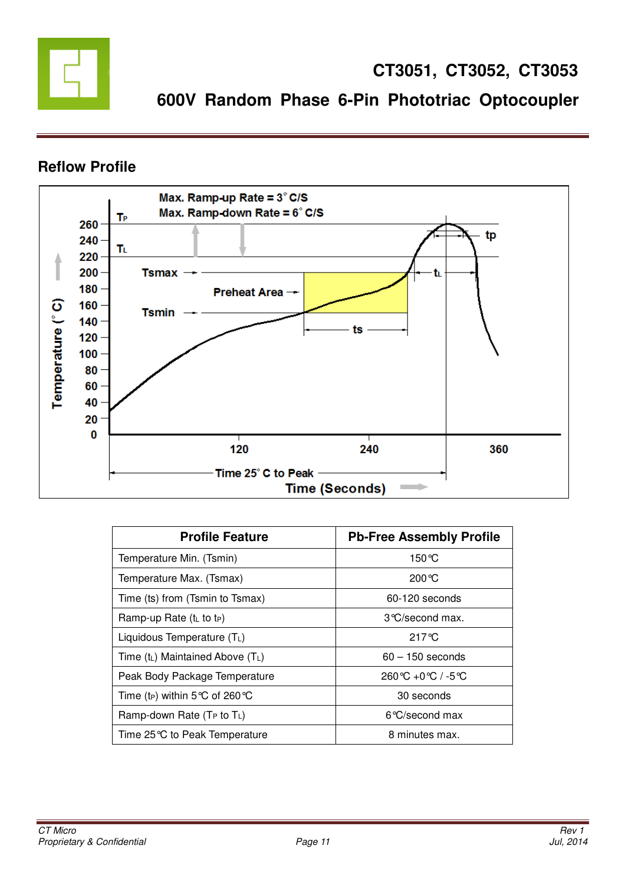## Reflow Profile

| Profile Feature | Pb-Free Assembly Profile |
|---|---|
| Temperature Min. (Tsmin) | 150℃ |
| Temperature Max. (Tsmax) | 200℃ |
| Time (ts) from (Tsmin to Tsmax) | 60-120 seconds |
| Ramp-up Rate ($t_L$ to $t_P$) | 3℃/second max. |
| Liquidous Temperature ($T_L$) | 217℃ |
| Time ($t_L$) Maintained Above ($T_L$) | 60 – 150 seconds |
| Peak Body Package Temperature | 260℃ +0℃ / -5℃ |
| Time ($t_P$) within 5℃ of 260℃ | 30 seconds |
| Ramp-down Rate ($T_P$ to $T_L$) | 6℃/second max |
| Time 25℃ to Peak Temperature | 8 minutes max. |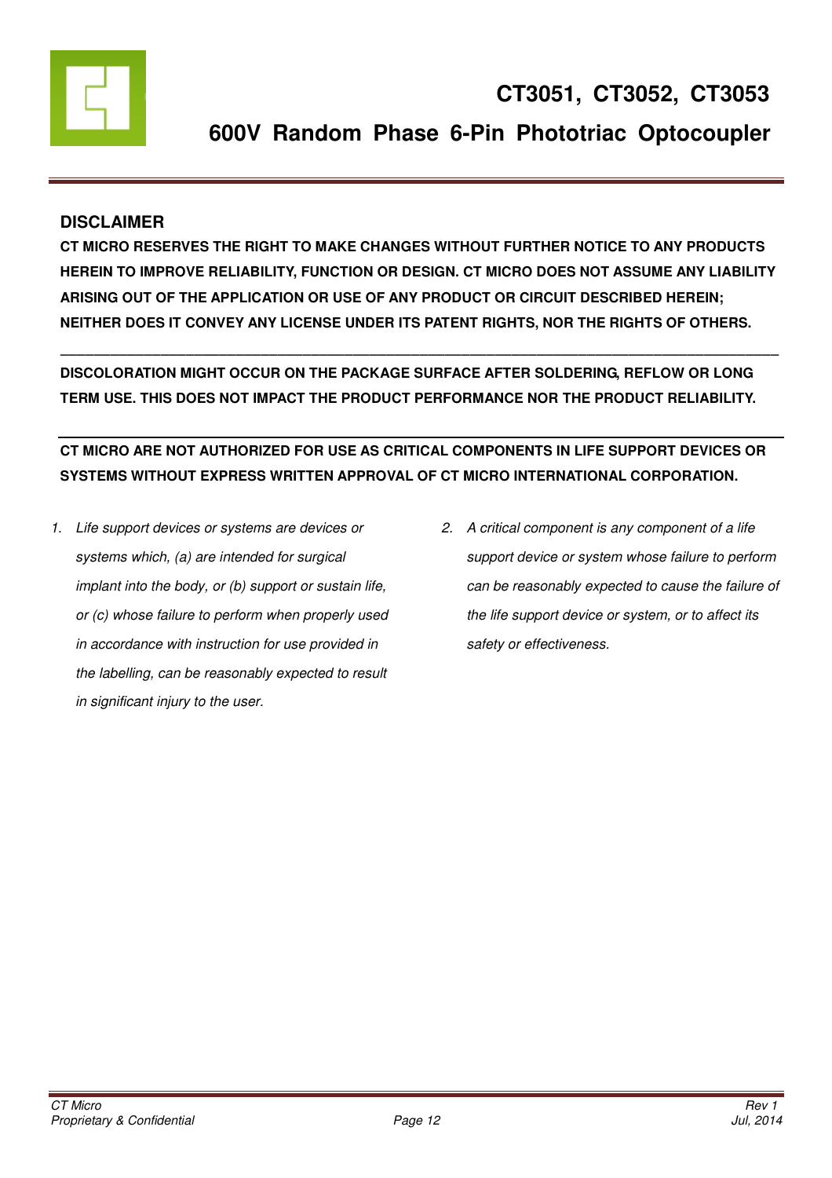## DISCLAIMER

**CT MICRO RESERVES THE RIGHT TO MAKE CHANGES WITHOUT FURTHER NOTICE TO ANY PRODUCTS HEREIN TO IMPROVE RELIABILITY, FUNCTION OR DESIGN. CT MICRO DOES NOT ASSUME ANY LIABILITY ARISING OUT OF THE APPLICATION OR USE OF ANY PRODUCT OR CIRCUIT DESCRIBED HEREIN; NEITHER DOES IT CONVEY ANY LICENSE UNDER ITS PATENT RIGHTS, NOR THE RIGHTS OF OTHERS.**

---

**DISCOLORATION MIGHT OCCUR ON THE PACKAGE SURFACE AFTER SOLDERING, REFLOW OR LONG TERM USE. THIS DOES NOT IMPACT THE PRODUCT PERFORMANCE NOR THE PRODUCT RELIABILITY.**

---

**CT MICRO ARE NOT AUTHORIZED FOR USE AS CRITICAL COMPONENTS IN LIFE SUPPORT DEVICES OR SYSTEMS WITHOUT EXPRESS WRITTEN APPROVAL OF CT MICRO INTERNATIONAL CORPORATION.**

1. *Life support devices or systems are devices or systems which, (a) are intended for surgical implant into the body, or (b) support or sustain life, or (c) whose failure to perform when properly used in accordance with instruction for use provided in the labelling, can be reasonably expected to result in significant injury to the user.*
2. *A critical component is any component of a life support device or system whose failure to perform can be reasonably expected to cause the failure of the life support device or system, or to affect its safety or effectiveness.*